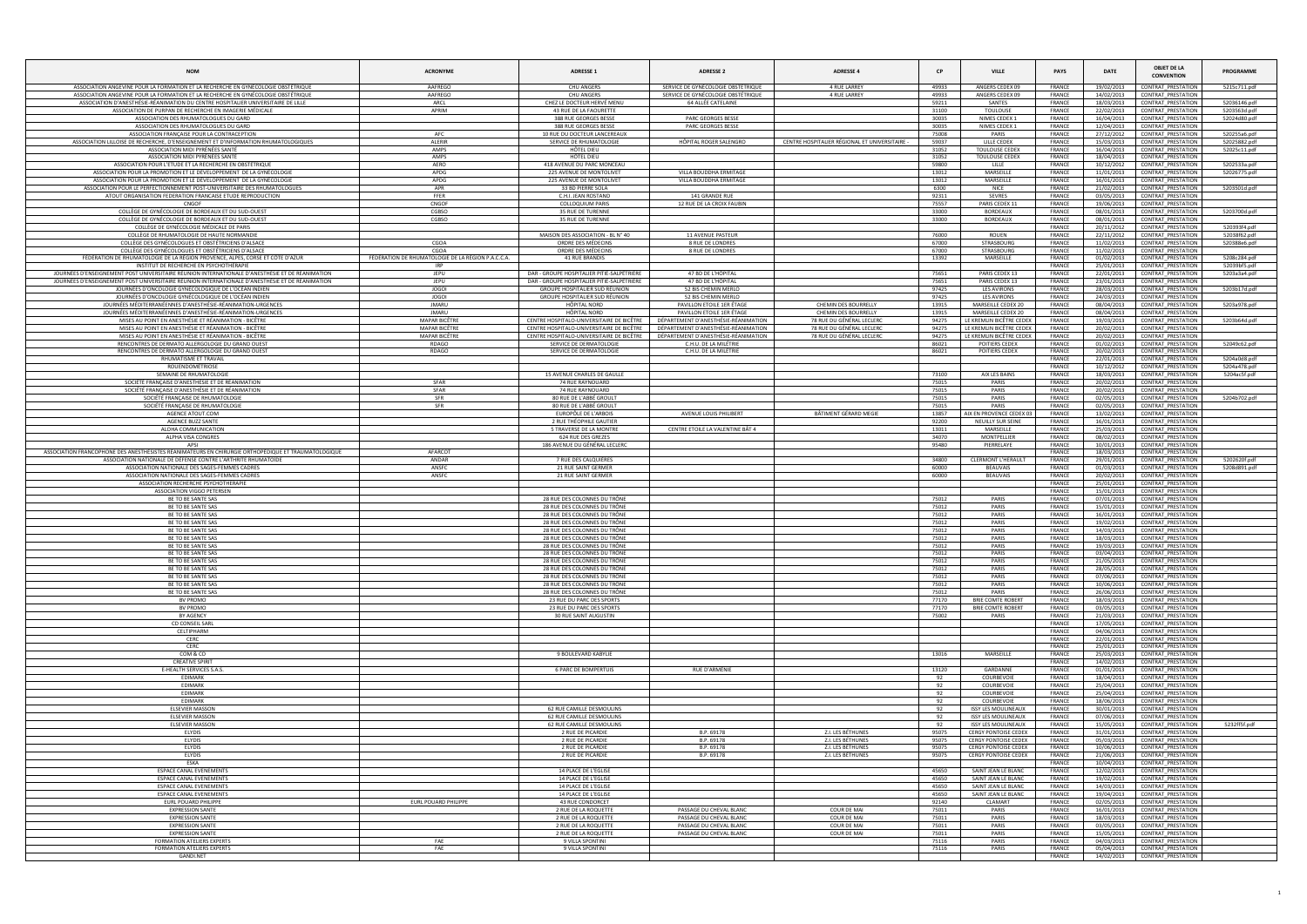| NOM | ACRONYME | ADRESSE 1 | ADRESSE 2 | ADRESSE 4 | CP | VILLE | PAYS | DATE | OBJET DE LA CONVENTION | PROGRAMME |
|---|---|---|---|---|---|---|---|---|---|---|
| ASSOCIATION ANGEVINE POUR LA FORMATION ET LA RECHERCHE EN GYNÉCOLOGIE OBSTÉTRIQUE | AAFREGO | CHU ANGERS | SERVICE DE GYNÉCOLOGIE OBSTÉTRIQUE | 4 RUE LARREY | 49933 | ANGERS CEDEX 09 | FRANCE | 19/02/2013 | CONTRAT_PRESTATION | 5215c711.pdf |
| ASSOCIATION ANGEVINE POUR LA FORMATION ET LA RECHERCHE EN GYNÉCOLOGIE OBSTÉTRIQUE | AAFREGO | CHU ANGERS | SERVICE DE GYNÉCOLOGIE OBSTÉTRIQUE | 4 RUE LARREY | 49933 | ANGERS CEDEX 09 | FRANCE | 14/02/2013 | CONTRAT_PRESTATION | |
| ASSOCIATION D'ANESTHÉSIE-RÉANIMATION DU CENTRE HOSPITALIER UNIVERSITAIRE DE LILLE | ARCL | CHEZ LE DOCTEUR HERVÉ MENU | 64 ALLÉE CATELAINE | | 59211 | SANTES | FRANCE | 18/03/2013 | CONTRAT_PRESTATION | 52036146.pdf |
| ASSOCIATION DE PURPAN DE RECHERCHE EN IMAGERIE MÉDICALE | APRIM | 43 RUE DE LA FAOURETTE | | | 31100 | TOULOUSE | FRANCE | 22/02/2013 | CONTRAT_PRESTATION | 5203563d.pdf |
| ASSOCIATION DES RHUMATOLOGUES DU GARD | | 388 RUE GEORGES BESSE | PARC GEORGES BESSE | | 30035 | NIMES CEDEX 1 | FRANCE | 16/04/2013 | CONTRAT_PRESTATION | 52024d80.pdf |
| ASSOCIATION DES RHUMATOLOGUES DU GARD | | 388 RUE GEORGES BESSE | PARC GEORGES BESSE | | 30035 | NIMES CEDEX 1 | FRANCE | 12/04/2013 | CONTRAT_PRESTATION | |
| ASSOCIATION FRANÇAISE POUR LA CONTRACEPTION | AFC | 10 RUE DU DOCTEUR LANCEREAUX | | | 75008 | PARIS | FRANCE | 27/12/2012 | CONTRAT_PRESTATION | 520255a6.pdf |
| ASSOCIATION LILLOISE DE RECHERCHE, D'ENSEIGNEMENT ET D'INFORMATION RHUMATOLOGIQUES | ALERIR | SERVICE DE RHUMATOLOGIE | HÔPITAL ROGER SALENGRO | CENTRE HOSPITALIER RÉGIONAL ET UNIVERSITAIRE - | 59037 | LILLE CEDEX | FRANCE | 15/03/2013 | CONTRAT_PRESTATION | 52025882.pdf |
| ASSOCIATION MIDI PYRÉNÉES SANTÉ | AMPS | HÔTEL DIEU | | | 31052 | TOULOUSE CEDEX | FRANCE | 16/04/2013 | CONTRAT_PRESTATION | 52025c11.pdf |
| ASSOCIATION MIDI PYRÉNÉES SANTÉ | AMPS | HÔTEL DIEU | | | 31052 | TOULOUSE CEDEX | FRANCE | 18/04/2013 | CONTRAT_PRESTATION | |
| ASSOCIATION POUR L'ÉTUDE ET LA RECHERCHE EN OBSTÉTRIQUE | AERO | 418 AVENUE DU PARC MONCEAU | | | 59800 | LILLE | FRANCE | 10/12/2012 | CONTRAT_PRESTATION | 5202533a.pdf |
| ASSOCIATION POUR LA PROMOTION ET LE DÉVELOPPEMENT DE LA GYNÉCOLOGIE | APDG | 225 AVENUE DE MONTOLIVET | VILLA BOUDDHA ERMITAGE | | 13012 | MARSEILLE | FRANCE | 11/01/2013 | CONTRAT_PRESTATION | 52026775.pdf |
| ASSOCIATION POUR LA PROMOTION ET LE DÉVELOPPEMENT DE LA GYNÉCOLOGIE | APDG | 225 AVENUE DE MONTOLIVET | VILLA BOUDDHA ERMITAGE | | 13012 | MARSEILLE | FRANCE | 16/01/2013 | CONTRAT_PRESTATION | |
| ASSOCIATION POUR LE PERFECTIONNEMENT POST-UNIVERSITAIRE DES RHUMATOLOGUES | APR | 33 BD PIERRE SOLA | | | 6300 | NICE | FRANCE | 21/02/2013 | CONTRAT_PRESTATION | 5203501d.pdf |
| ATOUT ORGANISATION FEDERATION FRANCAISE ETUDE REPRODUCTION | FFER | C.H.I. JEAN ROSTAND | 141 GRANDE RUE | | 92311 | SEVRES | FRANCE | 03/05/2013 | CONTRAT_PRESTATION | |
| CNGOF | CNGOF | COLLOQUIUM PARIS | 12 RUE DE LA CROIX FAUBIN | | 75557 | PARIS CEDEX 11 | FRANCE | 19/06/2013 | CONTRAT_PRESTATION | |
| COLLÈGE DE GYNÉCOLOGIE DE BORDEAUX ET DU SUD-OUEST | CGBSO | 35 RUE DE TURENNE | | | 33000 | BORDEAUX | FRANCE | 08/01/2013 | CONTRAT_PRESTATION | 5203700d.pdf |
| COLLÈGE DE GYNÉCOLOGIE DE BORDEAUX ET DU SUD-OUEST | CGBSO | 35 RUE DE TURENNE | | | 33000 | BORDEAUX | FRANCE | 08/01/2013 | CONTRAT_PRESTATION | |
| COLLÈGE DE GYNÉCOLOGIE MÉDICALE DE PARIS | | | | | | | FRANCE | 20/11/2012 | CONTRAT_PRESTATION | 520393f4.pdf |
| COLLÈGE DE RHUMATOLOGIE DE HAUTE NORMANDIE | | MAISON DES ASSOCIATION - BL N° 40 | 11 AVENUE PASTEUR | | 76000 | ROUEN | FRANCE | 22/11/2012 | CONTRAT_PRESTATION | 52038f62.pdf |
| COLLÈGE DES GYNÉCOLOGUES ET OBSTÉTRICIENS D'ALSACE | CGOA | ORDRE DES MÉDECINS | 8 RUE DE LONDRES | | 67000 | STRASBOURG | FRANCE | 11/02/2013 | CONTRAT_PRESTATION | 520388e6.pdf |
| COLLÈGE DES GYNÉCOLOGUES ET OBSTÉTRICIENS D'ALSACE | CGOA | ORDRE DES MÉDECINS | 8 RUE DE LONDRES | | 67000 | STRASBOURG | FRANCE | 11/02/2013 | CONTRAT_PRESTATION | |
| FÉDÉRATION DE RHUMATOLOGIE DE LA RÉGION PROVENCE, ALPES, CORSE ET CÔTE D'AZUR | FÉDÉRATION DE RHUMATOLOGIE DE LA RÉGION P.A.C.C.A. | 41 RUE BRANDIS | | | 13392 | MARSEILLE | FRANCE | 05/02/2013 | CONTRAT_PRESTATION | 5208c284.pdf |
| INSTITUT DE RECHERCHE EN PSYCHOTHÉRAPIE | IRP | | | | | | FRANCE | 25/01/2013 | CONTRAT_PRESTATION | 520398f5.pdf |
| JOURNÉES D'ENSEIGNEMENT POST UNIVERSITAIRE RÉUNION INTERNATIONALE D'ANESTHÉSIE ET DE RÉANIMATION | JEPU | DAR - GROUPE HOSPITALIER PITIÉ-SALPÊTRIÈRE | 47 BD DE L'HÔPITAL | | 75651 | PARIS CEDEX 13 | FRANCE | 22/01/2013 | CONTRAT_PRESTATION | 5203a3a4.pdf |
| JOURNÉES D'ENSEIGNEMENT POST UNIVERSITAIRE RÉUNION INTERNATIONALE D'ANESTHÉSIE ET DE RÉANIMATION | JEPU | DAR - GROUPE HOSPITALIER PITIÉ-SALPÊTRIÈRE | 47 BD DE L'HÔPITAL | | 75651 | PARIS CEDEX 13 | FRANCE | 23/01/2013 | CONTRAT_PRESTATION | |
| JOURNÉES D'ONCOLOGIE GYNÉCOLOGIQUE DE L'OCÉAN INDIEN | JOGOI | GROUPE HOSPITALIER SUD RÉUNION | 52 BIS CHEMIN MERLO | | 97425 | LES AVIRONS | FRANCE | 28/03/2013 | CONTRAT_PRESTATION | 5203b17d.pdf |
| JOURNÉES D'ONCOLOGIE GYNÉCOLOGIQUE DE L'OCÉAN INDIEN | JOGOI | GROUPE HOSPITALIER SUD RÉUNION | 52 BIS CHEMIN MERLO | | 97425 | LES AVIRONS | FRANCE | 24/03/2013 | CONTRAT_PRESTATION | |
| JOURNÉES MÉDITERRANÉENNES D'ANESTHÉSIE-RÉANIMATION-URGENCES | JMARU | HÔPITAL NORD | PAVILLON ETOILE 1ER ÉTAGE | CHEMIN DES BOURRELLY | 13915 | MARSEILLE CEDEX 20 | FRANCE | 08/04/2013 | CONTRAT_PRESTATION | 5203a978.pdf |
| JOURNÉES MÉDITERRANÉENNES D'ANESTHÉSIE-RÉANIMATION-URGENCES | JMARU | HÔPITAL NORD | PAVILLON ETOILE 1ER ÉTAGE | CHEMIN DES BOURRELLY | 13915 | MARSEILLE CEDEX 20 | FRANCE | 08/04/2013 | CONTRAT_PRESTATION | |
| MISES AU POINT EN ANESTHÉSIE ET RÉANIMATION - BICÊTRE | MAPAR BICÊTRE | CENTRE HOSPITALO-UNIVERSITAIRE DE BICÊTRE | DÉPARTEMENT D'ANESTHÉSIE-RÉANIMATION | 78 RUE DU GÉNÉRAL LECLERC | 94275 | LE KREMLIN BICÊTRE CEDEX | FRANCE | 19/03/2013 | CONTRAT_PRESTATION | 5203b64d.pdf |
| MISES AU POINT EN ANESTHÉSIE ET RÉANIMATION - BICÊTRE | MAPAR BICÊTRE | CENTRE HOSPITALO-UNIVERSITAIRE DE BICÊTRE | DÉPARTEMENT D'ANESTHÉSIE-RÉANIMATION | 78 RUE DU GÉNÉRAL LECLERC | 94275 | LE KREMLIN BICÊTRE CEDEX | FRANCE | 20/02/2013 | CONTRAT_PRESTATION | |
| MISES AU POINT EN ANESTHÉSIE ET RÉANIMATION - BICÊTRE | MAPAR BICÊTRE | CENTRE HOSPITALO-UNIVERSITAIRE DE BICÊTRE | DÉPARTEMENT D'ANESTHÉSIE-RÉANIMATION | 78 RUE DU GÉNÉRAL LECLERC | 94275 | LE KREMLIN BICÊTRE CEDEX | FRANCE | 20/02/2013 | CONTRAT_PRESTATION | |
| RENCONTRES DE DERMATO ALLERGOLOGIE DU GRAND OUEST | RDAGO | SERVICE DE DERMATOLOGIE | C.H.U. DE LA MILÉTRIE | | 86021 | POITIERS CEDEX | FRANCE | 01/02/2013 | CONTRAT_PRESTATION | 52049c62.pdf |
| RENCONTRES DE DERMATO ALLERGOLOGIE DU GRAND OUEST | RDAGO | SERVICE DE DERMATOLOGIE | C.H.U. DE LA MILÉTRIE | | 86021 | POITIERS CEDEX | FRANCE | 20/02/2013 | CONTRAT_PRESTATION | |
| RHUMATISME ET TRAVAIL | | | | | | | FRANCE | 22/01/2013 | CONTRAT_PRESTATION | 5204a0d8.pdf |
| ROUENDOMETRIOSE | | | | | | | FRANCE | 10/12/2012 | CONTRAT_PRESTATION | 5204a478.pdf |
| SEMAINE DE RHUMATOLOGIE | | 15 AVENUE CHARLES DE GAULLE | | | 73100 | AIX LES BAINS | FRANCE | 18/03/2013 | CONTRAT_PRESTATION | 5204ac5f.pdf |
| SOCIÉTÉ FRANÇAISE D'ANESTHÉSIE ET DE RÉANIMATION | SFAR | 74 RUE RAYNOUARD | | | 75015 | PARIS | FRANCE | 20/02/2013 | CONTRAT_PRESTATION | |
| SOCIÉTÉ FRANÇAISE D'ANESTHÉSIE ET DE RÉANIMATION | SFAR | 74 RUE RAYNOUARD | | | 75015 | PARIS | FRANCE | 20/02/2013 | CONTRAT_PRESTATION | |
| SOCIÉTÉ FRANÇAISE DE RHUMATOLOGIE | SFR | 80 RUE DE L'ABBÉ GROULT | | | 75015 | PARIS | FRANCE | 02/05/2013 | CONTRAT_PRESTATION | 5204b702.pdf |
| SOCIÉTÉ FRANÇAISE DE RHUMATOLOGIE | SFR | 80 RUE DE L'ABBÉ GROULT | | | 75015 | PARIS | FRANCE | 02/05/2013 | CONTRAT_PRESTATION | |
| AGENCE ATOUT.COM | | EUROPÔLE DE L'ARBOIS | AVENUE LOUIS PHILIBERT | BÂTIMENT GÉRARD MEGIE | 13857 | AIX EN PROVENCE CEDEX 03 | FRANCE | 13/02/2013 | CONTRAT_PRESTATION | |
| AGENCE BUZZ SANTE | | 2 RUE THÉOPHILE GAUTIER | | | 92200 | NEUILLY SUR SEINE | FRANCE | 16/01/2013 | CONTRAT_PRESTATION | |
| ALOHA COMMUNICATION | | 5 TRAVERSE DE LA MONTRE | CENTRE ETOILE LA VALENTINE BÂT 4 | | 13011 | MARSEILLE | FRANCE | 25/03/2013 | CONTRAT_PRESTATION | |
| ALPHA VISA CONGRES | | 624 RUE DES GREZES | | | 34070 | MONTPELLIER | FRANCE | 08/02/2013 | CONTRAT_PRESTATION | |
| APSI | | 186 AVENUE DU GÉNÉRAL LECLERC | | | 95480 | PIERRELAYE | FRANCE | 10/01/2013 | CONTRAT_PRESTATION | |
| ASSOCIATION FRANCOPHONE DES ANESTHÉSISTES RÉANIMATEURS EN CHIRURGIE ORTHOPÉDIQUE ET TRAUMATOLOGIQUE | AFARCOT | | | | | | FRANCE | 18/03/2013 | CONTRAT_PRESTATION | |
| ASSOCIATION NATIONALE DE DÉFENSE CONTRE L'ARTHRITE RHUMATOÏDE | ANDAR | 7 RUE DES CALQUIÈRES | | | 34800 | CLERMONT L'HERAULT | FRANCE | 29/01/2013 | CONTRAT_PRESTATION | 5202620f.pdf |
| ASSOCIATION NATIONALE DES SAGES-FEMMES CADRES | ANSFC | 21 RUE SAINT GERMER | | | 60000 | BEAUVAIS | FRANCE | 01/03/2013 | CONTRAT_PRESTATION | 5208d891.pdf |
| ASSOCIATION NATIONALE DES SAGES-FEMMES CADRES | ANSFC | 21 RUE SAINT GERMER | | | 60000 | BEAUVAIS | FRANCE | 20/02/2013 | CONTRAT_PRESTATION | |
| ASSOCIATION RECHERCHE PSYCHOTHERAPIE | | | | | | | FRANCE | 25/01/2013 | CONTRAT_PRESTATION | |
| ASSOCIATION VIGGO PETERSEN | | | | | | | FRANCE | 15/01/2013 | CONTRAT_PRESTATION | |
| BE TO BE SANTE SAS | | 28 RUE DES COLONNES DU TRÔNE | | | 75012 | PARIS | FRANCE | 07/01/2013 | CONTRAT_PRESTATION | |
| BE TO BE SANTE SAS | | 28 RUE DES COLONNES DU TRÔNE | | | 75012 | PARIS | FRANCE | 15/01/2013 | CONTRAT_PRESTATION | |
| BE TO BE SANTE SAS | | 28 RUE DES COLONNES DU TRÔNE | | | 75012 | PARIS | FRANCE | 16/01/2013 | CONTRAT_PRESTATION | |
| BE TO BE SANTE SAS | | 28 RUE DES COLONNES DU TRÔNE | | | 75012 | PARIS | FRANCE | 19/02/2013 | CONTRAT_PRESTATION | |
| BE TO BE SANTE SAS | | 28 RUE DES COLONNES DU TRÔNE | | | 75012 | PARIS | FRANCE | 14/03/2013 | CONTRAT_PRESTATION | |
| BE TO BE SANTE SAS | | 28 RUE DES COLONNES DU TRÔNE | | | 75012 | PARIS | FRANCE | 18/03/2013 | CONTRAT_PRESTATION | |
| BE TO BE SANTE SAS | | 28 RUE DES COLONNES DU TRÔNE | | | 75012 | PARIS | FRANCE | 19/03/2013 | CONTRAT_PRESTATION | |
| BE TO BE SANTE SAS | | 28 RUE DES COLONNES DU TRÔNE | | | 75012 | PARIS | FRANCE | 03/04/2013 | CONTRAT_PRESTATION | |
| BE TO BE SANTE SAS | | 28 RUE DES COLONNES DU TRÔNE | | | 75012 | PARIS | FRANCE | 21/05/2013 | CONTRAT_PRESTATION | |
| BE TO BE SANTE SAS | | 28 RUE DES COLONNES DU TRÔNE | | | 75012 | PARIS | FRANCE | 28/05/2013 | CONTRAT_PRESTATION | |
| BE TO BE SANTE SAS | | 28 RUE DES COLONNES DU TRÔNE | | | 75012 | PARIS | FRANCE | 07/06/2013 | CONTRAT_PRESTATION | |
| BE TO BE SANTE SAS | | 28 RUE DES COLONNES DU TRÔNE | | | 75012 | PARIS | FRANCE | 10/06/2013 | CONTRAT_PRESTATION | |
| BE TO BE SANTE SAS | | 28 RUE DES COLONNES DU TRÔNE | | | 75012 | PARIS | FRANCE | 26/06/2013 | CONTRAT_PRESTATION | |
| BV PROMO | | 23 RUE DU PARC DES SPORTS | | | 77170 | BRIE COMTE ROBERT | FRANCE | 18/03/2013 | CONTRAT_PRESTATION | |
| BV PROMO | | 23 RUE DU PARC DES SPORTS | | | 77170 | BRIE COMTE ROBERT | FRANCE | 03/05/2013 | CONTRAT_PRESTATION | |
| BY AGENCY | | 30 RUE SAINT AUGUSTIN | | | 75002 | PARIS | FRANCE | 21/03/2013 | CONTRAT_PRESTATION | |
| CD CONSEIL SARL | | | | | | | FRANCE | 17/05/2013 | CONTRAT_PRESTATION | |
| CELTIPHARM | | | | | | | FRANCE | 04/06/2013 | CONTRAT_PRESTATION | |
| CERC | | | | | | | FRANCE | 22/01/2013 | CONTRAT_PRESTATION | |
| CERC | | | | | | | FRANCE | 25/01/2013 | CONTRAT_PRESTATION | |
| COM & CO | | 9 BOULEVARD KABYLIE | | | 13016 | MARSEILLE | FRANCE | 25/03/2013 | CONTRAT_PRESTATION | |
| CREATIVE SPIRIT | | | | | | | FRANCE | 14/02/2013 | CONTRAT_PRESTATION | |
| E-HEALTH SERVICES S.A.S. | | 6 PARC DE BOMPERTUIS | RUE D'ARMENIE | | 13120 | GARDANNE | FRANCE | 01/01/2013 | CONTRAT_PRESTATION | |
| EDIMARK | | | | | 92 | COURBEVOIE | FRANCE | 18/04/2013 | CONTRAT_PRESTATION | |
| EDIMARK | | | | | 92 | COURBEVOIE | FRANCE | 25/04/2013 | CONTRAT_PRESTATION | |
| EDIMARK | | | | | 92 | COURBEVOIE | FRANCE | 25/04/2013 | CONTRAT_PRESTATION | |
| EDIMARK | | | | | 92 | COURBEVOIE | FRANCE | 18/06/2013 | CONTRAT_PRESTATION | |
| ELSEVIER MASSON | | 62 RUE CAMILLE DESMOULINS | | | 92 | ISSY LES MOULINEAUX | FRANCE | 30/01/2013 | CONTRAT_PRESTATION | |
| ELSEVIER MASSON | | 62 RUE CAMILLE DESMOULINS | | | 92 | ISSY LES MOULINEAUX | FRANCE | 07/06/2013 | CONTRAT_PRESTATION | |
| ELSEVIER MASSON | | 62 RUE CAMILLE DESMOULINS | | | 92 | ISSY LES MOULINEAUX | FRANCE | 15/05/2013 | CONTRAT_PRESTATION | 5232f55f.pdf |
| ELYDIS | | 2 RUE DE PICARDIE | B.P. 69178 | Z.I. LES BÉTHUNES | 95075 | CERGY PONTOISE CEDEX | FRANCE | 31/01/2013 | CONTRAT_PRESTATION | |
| ELYDIS | | 2 RUE DE PICARDIE | B.P. 69178 | Z.I. LES BÉTHUNES | 95075 | CERGY PONTOISE CEDEX | FRANCE | 05/03/2013 | CONTRAT_PRESTATION | |
| ELYDIS | | 2 RUE DE PICARDIE | B.P. 69178 | Z.I. LES BÉTHUNES | 95075 | CERGY PONTOISE CEDEX | FRANCE | 10/06/2013 | CONTRAT_PRESTATION | |
| ELYDIS | | 2 RUE DE PICARDIE | B.P. 69178 | Z.I. LES BÉTHUNES | 95075 | CERGY PONTOISE CEDEX | FRANCE | 21/06/2013 | CONTRAT_PRESTATION | |
| ESKA | | | | | | | FRANCE | 10/04/2013 | CONTRAT_PRESTATION | |
| ESPACE CANAL EVENEMENTS | | 14 PLACE DE L'EGLISE | | | 45650 | SAINT JEAN LE BLANC | FRANCE | 12/02/2013 | CONTRAT_PRESTATION | |
| ESPACE CANAL EVENEMENTS | | 14 PLACE DE L'EGLISE | | | 45650 | SAINT JEAN LE BLANC | FRANCE | 19/02/2013 | CONTRAT_PRESTATION | |
| ESPACE CANAL EVENEMENTS | | 14 PLACE DE L'EGLISE | | | 45650 | SAINT JEAN LE BLANC | FRANCE | 14/03/2013 | CONTRAT_PRESTATION | |
| ESPACE CANAL EVENEMENTS | | 14 PLACE DE L'EGLISE | | | 45650 | SAINT JEAN LE BLANC | FRANCE | 19/04/2013 | CONTRAT_PRESTATION | |
| EURL POUARD PHILIPPE | EURL POUARD PHILIPPE | 43 RUE CONDORCET | | | 92140 | CLAMART | FRANCE | 02/05/2013 | CONTRAT_PRESTATION | |
| EXPRESSION SANTE | | 2 RUE DE LA ROQUETTE | PASSAGE DU CHEVAL BLANC | COUR DE MAI | 75011 | PARIS | FRANCE | 16/01/2013 | CONTRAT_PRESTATION | |
| EXPRESSION SANTE | | 2 RUE DE LA ROQUETTE | PASSAGE DU CHEVAL BLANC | COUR DE MAI | 75011 | PARIS | FRANCE | 18/03/2013 | CONTRAT_PRESTATION | |
| EXPRESSION SANTE | | 2 RUE DE LA ROQUETTE | PASSAGE DU CHEVAL BLANC | COUR DE MAI | 75011 | PARIS | FRANCE | 03/05/2013 | CONTRAT_PRESTATION | |
| EXPRESSION SANTE | | 2 RUE DE LA ROQUETTE | PASSAGE DU CHEVAL BLANC | COUR DE MAI | 75011 | PARIS | FRANCE | 15/05/2013 | CONTRAT_PRESTATION | |
| FORMATION ATELIERS EXPERTS | FAE | 9 VILLA SPONTINI | | | 75116 | PARIS | FRANCE | 04/03/2013 | CONTRAT_PRESTATION | |
| FORMATION ATELIERS EXPERTS | FAE | 9 VILLA SPONTINI | | | 75116 | PARIS | FRANCE | 05/04/2013 | CONTRAT_PRESTATION | |
| GANDI.NET | | | | | | | FRANCE | 14/02/2013 | CONTRAT_PRESTATION | |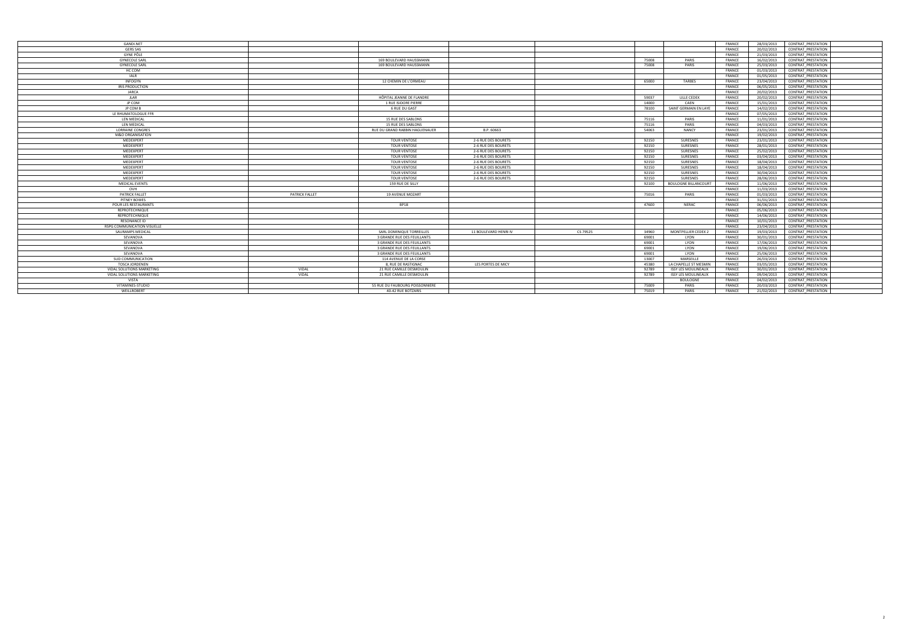| | | | | | | | | | |
|---|---|---|---|---|---|---|---|---|---|
| GANDI.NET | | | | | | | FRANCE | 28/03/2013 | CONTRAT_PRESTATION |
| GERS SAS | | | | | | | FRANCE | 20/02/2013 | CONTRAT_PRESTATION |
| GYNE PÔLE | | | | | | | FRANCE | 21/03/2013 | CONTRAT_PRESTATION |
| GYNECOLE SARL | | 169 BOULEVARD HAUSSMANN | | | 75008 | PARIS | FRANCE | 16/02/2013 | CONTRAT_PRESTATION |
| GYNECOLE SARL | | 169 BOULEVARD HAUSSMANN | | | 75008 | PARIS | FRANCE | 25/03/2013 | CONTRAT_PRESTATION |
| HC COM | | | | | | | FRANCE | 01/03/2013 | CONTRAT_PRESTATION |
| IALR | | | | | | | FRANCE | 01/05/2013 | CONTRAT_PRESTATION |
| INFOGYN | | 12 CHEMIN DE L'ORMEAU | | | 65000 | TARBES | FRANCE | 23/04/2013 | CONTRAT_PRESTATION |
| IRIS PRODUCTION | | | | | | | FRANCE | 06/05/2013 | CONTRAT_PRESTATION |
| JARCA | | | | | | | FRANCE | 20/02/2013 | CONTRAT_PRESTATION |
| JLAR | | HÔPITAL JEANNE DE FLANDRE | | | 59037 | LILLE CEDEX | FRANCE | 20/02/2013 | CONTRAT_PRESTATION |
| JP COM | | 1 RUE ISIDORE PIERRE | | | 14000 | CAEN | FRANCE | 15/01/2013 | CONTRAT_PRESTATION |
| JP COM B | | 6 RUE DU GAST | | | 78100 | SAINT GERMAIN EN LAYE | FRANCE | 14/02/2013 | CONTRAT_PRESTATION |
| LE RHUMATOLOGUE FFR | | | | | | | FRANCE | 07/05/2013 | CONTRAT_PRESTATION |
| LEN MEDICAL | | 15 RUE DES SABLONS | | | 75116 | PARIS | FRANCE | 11/01/2013 | CONTRAT_PRESTATION |
| LEN MEDICAL | | 15 RUE DES SABLONS | | | 75116 | PARIS | FRANCE | 04/03/2013 | CONTRAT_PRESTATION |
| LORRAINE CONGRES | | RUE DU GRAND RABBIN HAGUENAUER | B.P. 60663 | | 54063 | NANCY | FRANCE | 23/01/2013 | CONTRAT_PRESTATION |
| M&O ORGANISATION | | | | | | | FRANCE | 19/02/2013 | CONTRAT_PRESTATION |
| MEDEXPERT | | TOUR VENTOSE | 2-6 RUE DES BOURETS | | 92150 | SURESNES | FRANCE | 23/01/2013 | CONTRAT_PRESTATION |
| MEDEXPERT | | TOUR VENTOSE | 2-6 RUE DES BOURETS | | 92150 | SURESNES | FRANCE | 28/01/2013 | CONTRAT_PRESTATION |
| MEDEXPERT | | TOUR VENTOSE | 2-6 RUE DES BOURETS | | 92150 | SURESNES | FRANCE | 25/02/2013 | CONTRAT_PRESTATION |
| MEDEXPERT | | TOUR VENTOSE | 2-6 RUE DES BOURETS | | 92150 | SURESNES | FRANCE | 03/04/2013 | CONTRAT_PRESTATION |
| MEDEXPERT | | TOUR VENTOSE | 2-6 RUE DES BOURETS | | 92150 | SURESNES | FRANCE | 18/04/2013 | CONTRAT_PRESTATION |
| MEDEXPERT | | TOUR VENTOSE | 2-6 RUE DES BOURETS | | 92150 | SURESNES | FRANCE | 18/04/2013 | CONTRAT_PRESTATION |
| MEDEXPERT | | TOUR VENTOSE | 2-6 RUE DES BOURETS | | 92150 | SURESNES | FRANCE | 30/04/2013 | CONTRAT_PRESTATION |
| MEDEXPERT | | TOUR VENTOSE | 2-6 RUE DES BOURETS | | 92150 | SURESNES | FRANCE | 28/06/2013 | CONTRAT_PRESTATION |
| MEDICAL EVENTS | | 159 RUE DE SILLY | | | 92100 | BOULOGNE BILLANCOURT | FRANCE | 11/06/2013 | CONTRAT_PRESTATION |
| OVH | | | | | | | FRANCE | 11/03/2013 | CONTRAT_PRESTATION |
| PATRICK FALLET | PATRICK FALLET | 19 AVENUE MOZART | | | 75016 | PARIS | FRANCE | 01/03/2013 | CONTRAT_PRESTATION |
| PITNEY BOWES | | | | | | | FRANCE | 31/01/2013 | CONTRAT_PRESTATION |
| POUR LES RESTAURANTS | | BP18 | | | 47600 | NERAC | FRANCE | 06/06/2013 | CONTRAT_PRESTATION |
| REPROTECHNIQUE | | | | | | | FRANCE | 05/06/2013 | CONTRAT_PRESTATION |
| REPROTECHNIQUE | | | | | | | FRANCE | 14/06/2013 | CONTRAT_PRESTATION |
| RESONANCE ID | | | | | | | FRANCE | 10/01/2013 | CONTRAT_PRESTATION |
| RSPG COMMUNICATION VISUELLE | | | | | | | FRANCE | 23/04/2013 | CONTRAT_PRESTATION |
| SAURAMPS MEDICAL | | SARL DOMINIQUE TORREILLES | 11 BOULEVARD HENRI IV | CS 79525 | 34960 | MONTPELLIER CEDEX 2 | FRANCE | 19/03/2013 | CONTRAT_PRESTATION |
| SEVANOVA | | 3 GRANDE RUE DES FEUILLANTS | | | 69001 | LYON | FRANCE | 30/01/2013 | CONTRAT_PRESTATION |
| SEVANOVA | | 3 GRANDE RUE DES FEUILLANTS | | | 69001 | LYON | FRANCE | 17/06/2013 | CONTRAT_PRESTATION |
| SEVANOVA | | 3 GRANDE RUE DES FEUILLANTS | | | 69001 | LYON | FRANCE | 19/06/2013 | CONTRAT_PRESTATION |
| SEVANOVA | | 3 GRANDE RUE DES FEUILLANTS | | | 69001 | LYON | FRANCE | 25/06/2013 | CONTRAT_PRESTATION |
| SUD COMMUNICATION | | 114 AVENUE DE LA CORSE | | | 13007 | MARSEILLE | FRANCE | 26/03/2013 | CONTRAT_PRESTATION |
| TOSCA JORDENEN | | 8, RUE DE RASTIGNAC | LES PORTES DE MICY | | 45380 | LA CHAPELLE ST MESMIN | FRANCE | 03/05/2013 | CONTRAT_PRESTATION |
| VIDAL SOLUTIONS MARKETING | VIDAL | 21 RUE CAMILLE DESMOULIN | | | 92789 | ISSY LES MOULINEAUX | FRANCE | 30/01/2013 | CONTRAT_PRESTATION |
| VIDAL SOLUTIONS MARKETING | VIDAL | 21 RUE CAMILLE DESMOULIN | | | 92789 | ISSY LES MOULINEAUX | FRANCE | 09/04/2013 | CONTRAT_PRESTATION |
| VISTA | | | | | | BOULOGNE | FRANCE | 04/02/2013 | CONTRAT_PRESTATION |
| VITAMINES-STUDIO | | 55 RUE DU FAUBOURG POISSONNIERE | | | 75009 | PARIS | FRANCE | 20/03/2013 | CONTRAT_PRESTATION |
| WEILLROBERT | | 40-42 RUE BOTZARIS | | | 75019 | PARIS | FRANCE | 21/02/2013 | CONTRAT_PRESTATION |